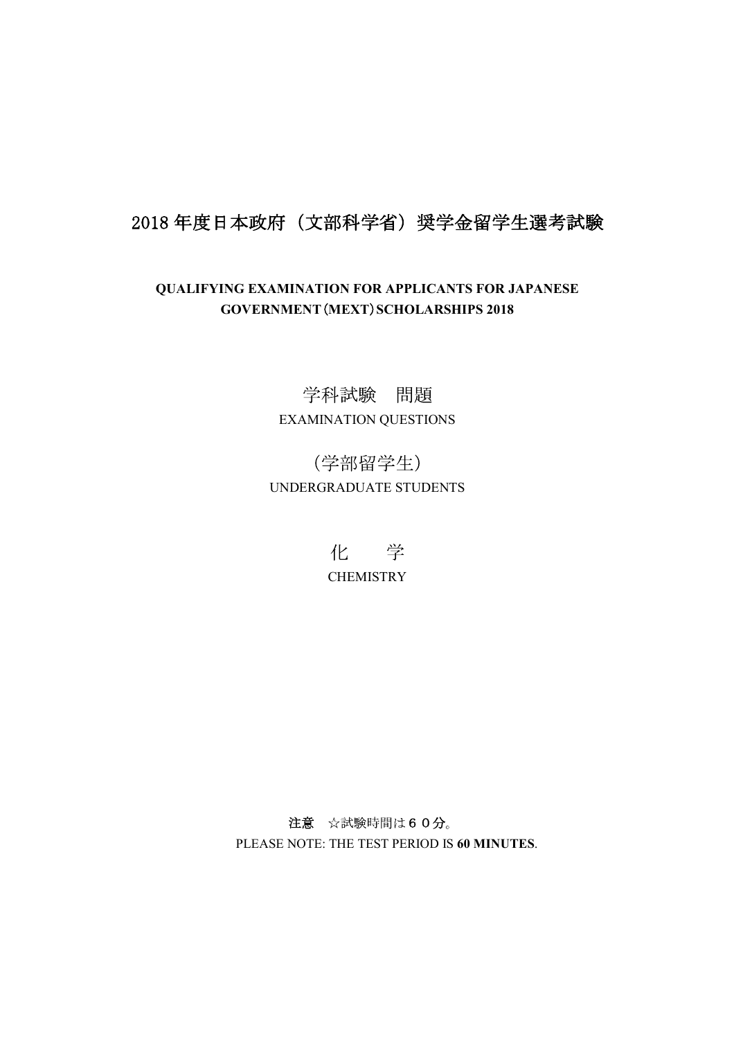# 2018 年度日本政府（文部科学省）奨学金留学生選考試験

**QUALIFYING EXAMINATION FOR APPLICANTS FOR JAPANESE GOVERNMENT (MEXT) SCHOLARSHIPS 2018**

学科試験　問題

EXAMINATION QUESTIONS

（学部留学生）

UNDERGRADUATE STUDENTS

化　　学

CHEMISTRY

**注意**　☆試験時間は６０分。

PLEASE NOTE: THE TEST PERIOD IS **60 MINUTES**.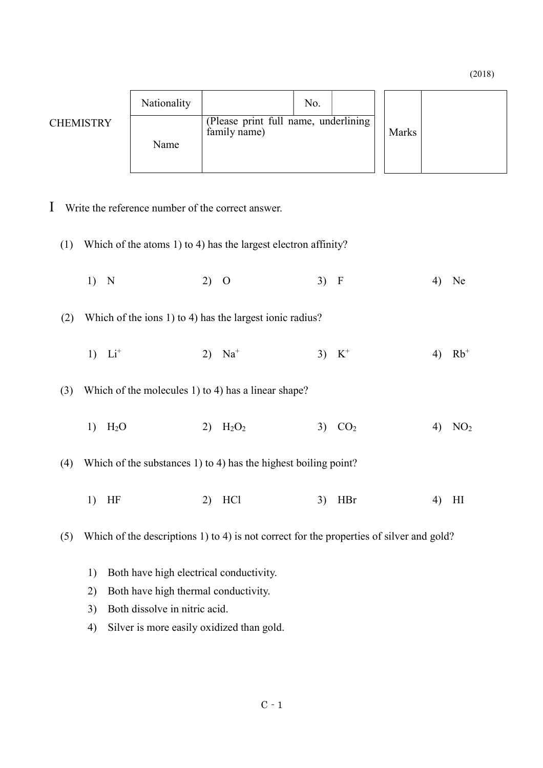(2018)

| CHEMISTRY | Nationality | | No. | | Marks | |
|---|---|---|---|---|---|---|
| | Name | (Please print full name, underlining family name) | | | | |

I Write the reference number of the correct answer.

(1) Which of the atoms 1) to 4) has the largest electron affinity?

1) N  2) O  3) F  4) Ne

(2) Which of the ions 1) to 4) has the largest ionic radius?

1) $Li^+$  2) $Na^+$  3) $K^+$  4) $Rb^+$

(3) Which of the molecules 1) to 4) has a linear shape?

1) $H_2O$  2) $H_2O_2$  3) $CO_2$  4) $NO_2$

(4) Which of the substances 1) to 4) has the highest boiling point?

1) HF  2) HCl  3) HBr  4) HI

(5) Which of the descriptions 1) to 4) is not correct for the properties of silver and gold?

1) Both have high electrical conductivity.
2) Both have high thermal conductivity.
3) Both dissolve in nitric acid.
4) Silver is more easily oxidized than gold.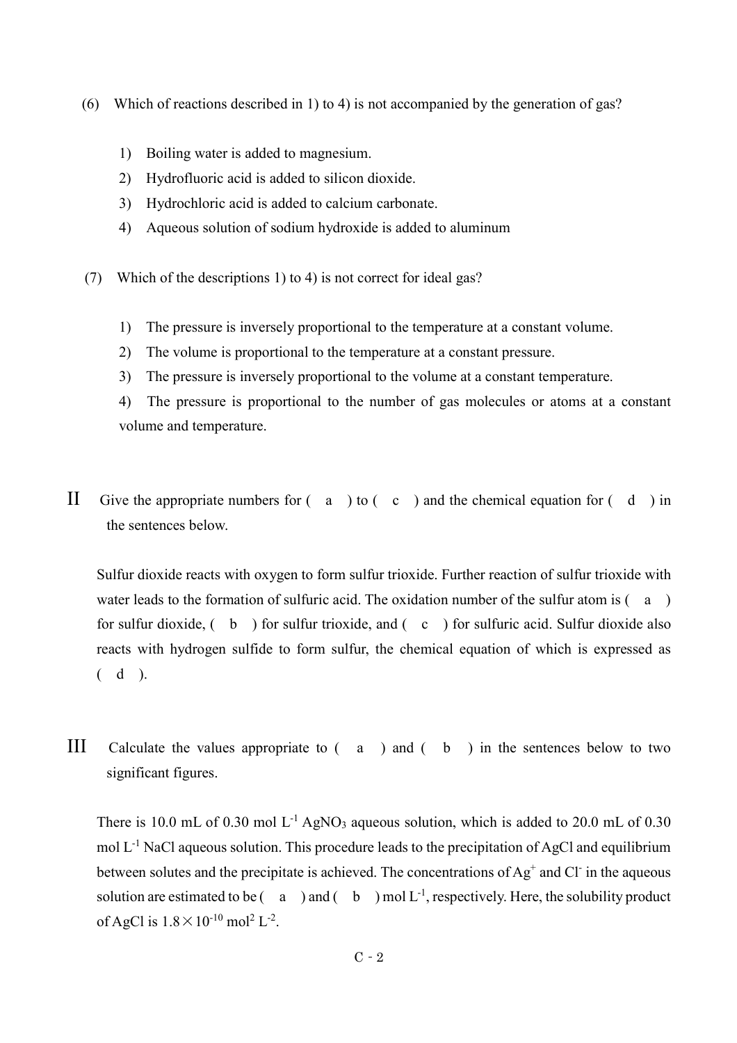(6) Which of reactions described in 1) to 4) is not accompanied by the generation of gas?

1) Boiling water is added to magnesium.
2) Hydrofluoric acid is added to silicon dioxide.
3) Hydrochloric acid is added to calcium carbonate.
4) Aqueous solution of sodium hydroxide is added to aluminum

(7) Which of the descriptions 1) to 4) is not correct for ideal gas?

1) The pressure is inversely proportional to the temperature at a constant volume.
2) The volume is proportional to the temperature at a constant pressure.
3) The pressure is inversely proportional to the volume at a constant temperature.
4) The pressure is proportional to the number of gas molecules or atoms at a constant volume and temperature.

## II

Give the appropriate numbers for ( a ) to ( c ) and the chemical equation for ( d ) in the sentences below.

Sulfur dioxide reacts with oxygen to form sulfur trioxide. Further reaction of sulfur trioxide with water leads to the formation of sulfuric acid. The oxidation number of the sulfur atom is ( a ) for sulfur dioxide, ( b ) for sulfur trioxide, and ( c ) for sulfuric acid. Sulfur dioxide also reacts with hydrogen sulfide to form sulfur, the chemical equation of which is expressed as ( d ).

## III

Calculate the values appropriate to ( a ) and ( b ) in the sentences below to two significant figures.

There is 10.0 mL of 0.30 mol $L^{-1}$ $AgNO_3$ aqueous solution, which is added to 20.0 mL of 0.30 mol $L^{-1}$ NaCl aqueous solution. This procedure leads to the precipitation of AgCl and equilibrium between solutes and the precipitate is achieved. The concentrations of $Ag^+$ and $Cl^-$ in the aqueous solution are estimated to be ( a ) and ( b ) mol $L^{-1}$, respectively. Here, the solubility product of AgCl is $1.8 \times 10^{-10}$ $mol^2$ $L^{-2}$.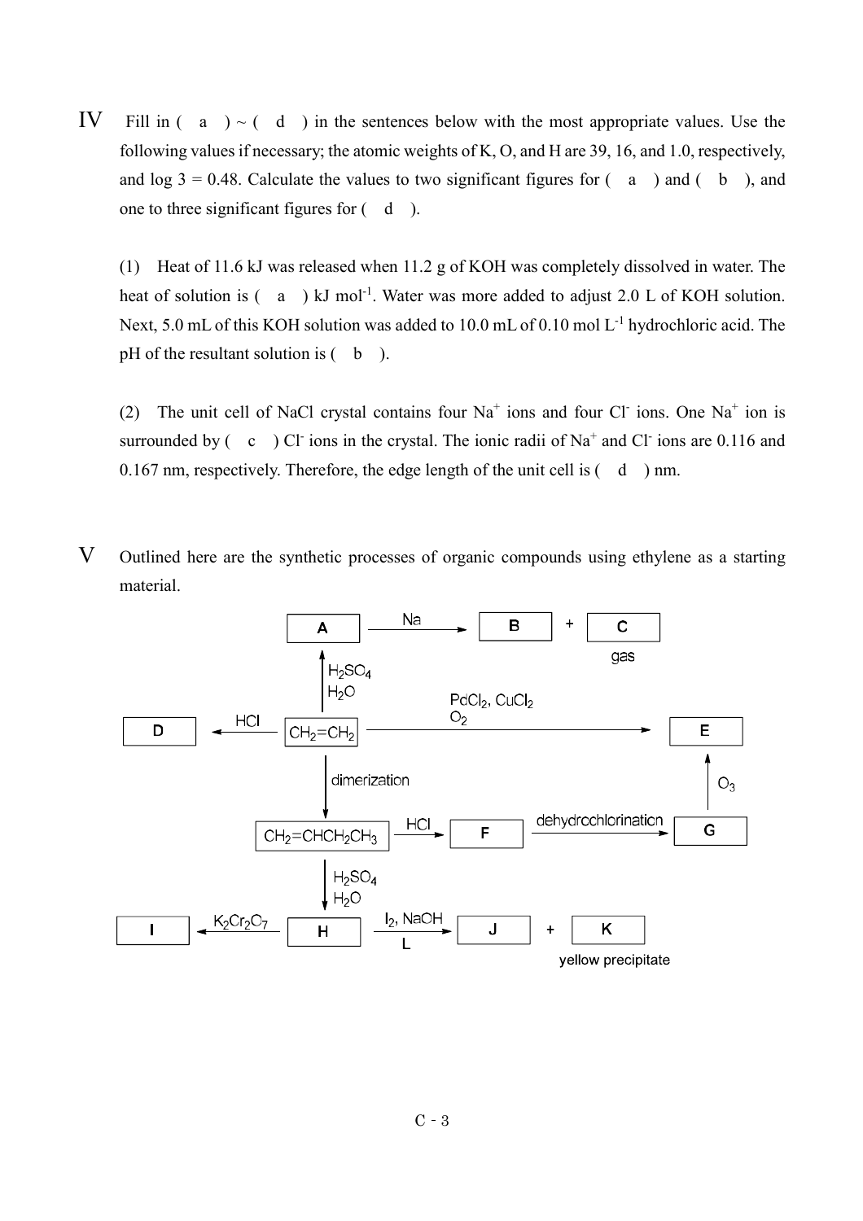IV Fill in ( a ) ~ ( d ) in the sentences below with the most appropriate values. Use the following values if necessary; the atomic weights of K, O, and H are 39, 16, and 1.0, respectively, and log 3 = 0.48. Calculate the values to two significant figures for ( a ) and ( b ), and one to three significant figures for ( d ).

(1) Heat of 11.6 kJ was released when 11.2 g of KOH was completely dissolved in water. The heat of solution is ( a ) kJ $mol^{-1}$. Water was more added to adjust 2.0 L of KOH solution. Next, 5.0 mL of this KOH solution was added to 10.0 mL of 0.10 mol $L^{-1}$ hydrochloric acid. The pH of the resultant solution is ( b ).

(2) The unit cell of NaCl crystal contains four $Na^+$ ions and four $Cl^-$ ions. One $Na^+$ ion is surrounded by ( c ) $Cl^-$ ions in the crystal. The ionic radii of $Na^+$ and $Cl^-$ ions are 0.116 and 0.167 nm, respectively. Therefore, the edge length of the unit cell is ( d ) nm.

V Outlined here are the synthetic processes of organic compounds using ethylene as a starting material.

- A —(Na)→ B + C (gas)
- $CH_2=CH_2$ —($H_2SO_4$, $H_2O$)→ A
- $CH_2=CH_2$ —(HCl)→ D
- $CH_2=CH_2$ —($PdCl_2$, $CuCl_2$, $O_2$)→ E
- $CH_2=CH_2$ —(dimerization)→ $CH_2=CHCH_2CH_3$
- $CH_2=CHCH_2CH_3$ —(HCl)→ F —(dehydrochlorination)→ G —($O_3$)→ E
- $CH_2=CHCH_2CH_3$ —($H_2SO_4$, $H_2O$)→ H
- H —($K_2Cr_2O_7$)→ I
- H —($I_2$, NaOH; L)→ J + K (yellow precipitate)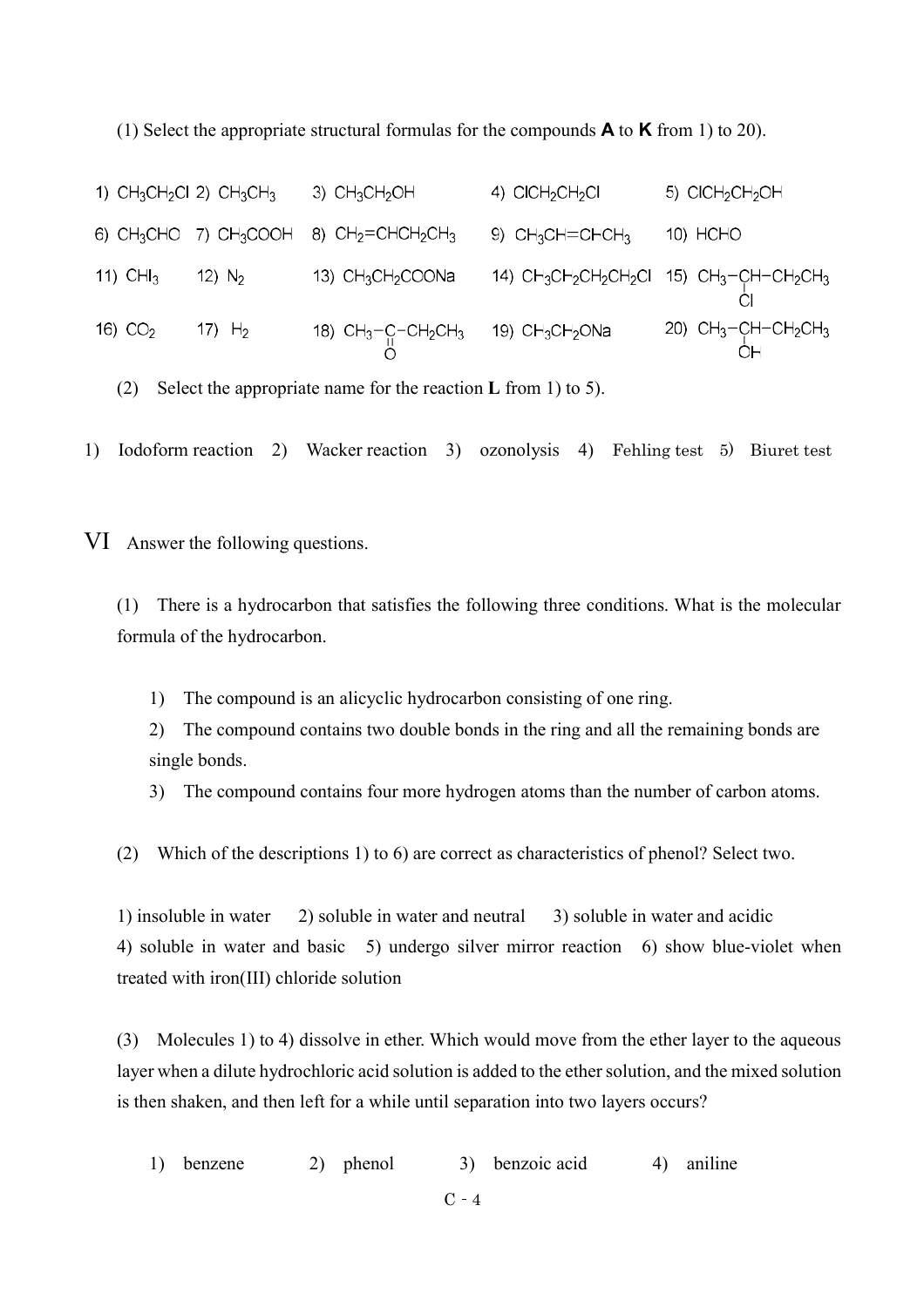(1) Select the appropriate structural formulas for the compounds **A** to **K** from 1) to 20).

| | | | | |
|---|---|---|---|---|
| 1) $CH_3CH_2Cl$ | 2) $CH_3CH_3$ | 3) $CH_3CH_2OH$ | 4) $ClCH_2CH_2Cl$ | 5) $ClCH_2CH_2OH$ |
| 6) $CH_3CHO$ | 7) $CH_3COOH$ | 8) $CH_2{=}CHCH_2CH_3$ | 9) $CH_3CH{=}CHCH_3$ | 10) $HCHO$ |
| 11) $CHI_3$ | 12) $N_2$ | 13) $CH_3CH_2COONa$ | 14) $CH_3CH_2CH_2CH_2Cl$ | 15) $CH_3{-}CH(Cl){-}CH_2CH_3$ |
| 16) $CO_2$ | 17) $H_2$ | 18) $CH_3{-}C(=O){-}CH_2CH_3$ | 19) $CH_3CH_2ONa$ | 20) $CH_3{-}CH(OH){-}CH_2CH_3$ |

(2) Select the appropriate name for the reaction **L** from 1) to 5).

1) Iodoform reaction 2) Wacker reaction 3) ozonolysis 4) Fehling test 5) Biuret test

## VI Answer the following questions.

(1) There is a hydrocarbon that satisfies the following three conditions. What is the molecular formula of the hydrocarbon.

1) The compound is an alicyclic hydrocarbon consisting of one ring.
2) The compound contains two double bonds in the ring and all the remaining bonds are single bonds.
3) The compound contains four more hydrogen atoms than the number of carbon atoms.

(2) Which of the descriptions 1) to 6) are correct as characteristics of phenol? Select two.

1) insoluble in water 2) soluble in water and neutral 3) soluble in water and acidic
4) soluble in water and basic 5) undergo silver mirror reaction 6) show blue-violet when treated with iron(III) chloride solution

(3) Molecules 1) to 4) dissolve in ether. Which would move from the ether layer to the aqueous layer when a dilute hydrochloric acid solution is added to the ether solution, and the mixed solution is then shaken, and then left for a while until separation into two layers occurs?

1) benzene 2) phenol 3) benzoic acid 4) aniline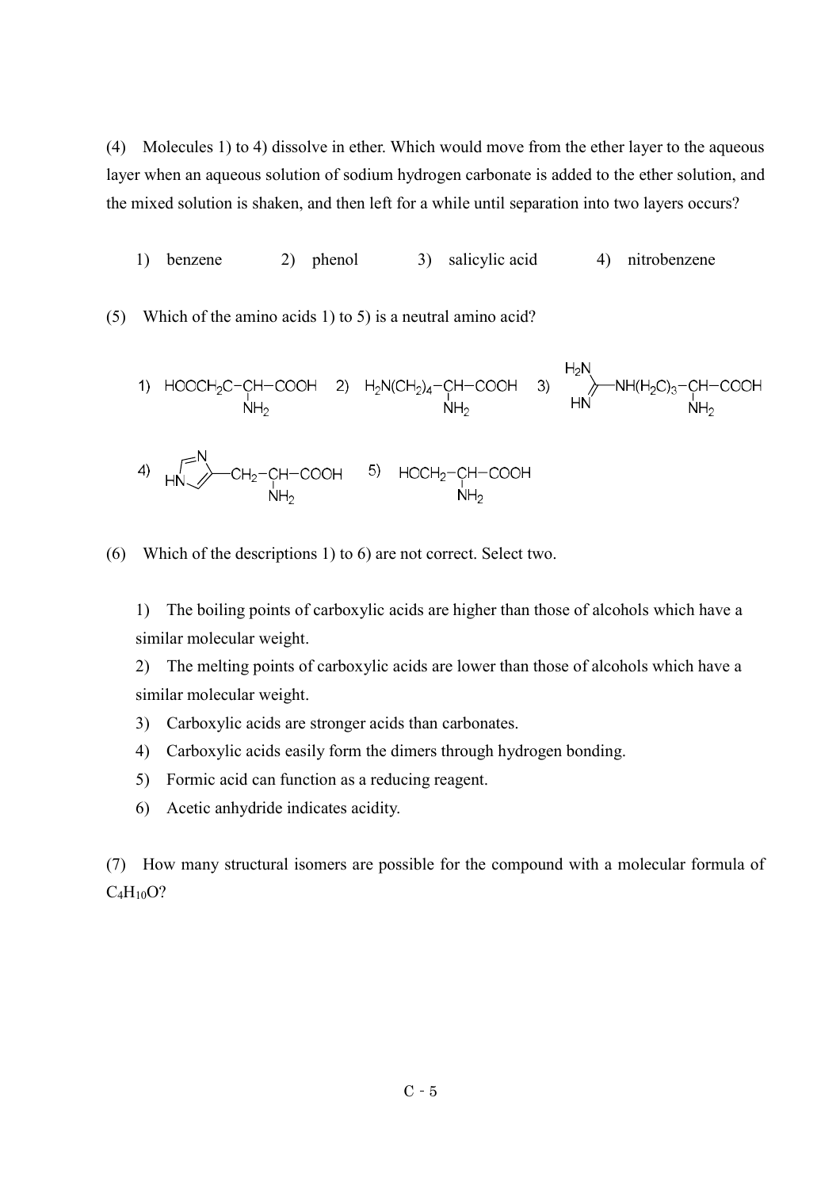(4) Molecules 1) to 4) dissolve in ether. Which would move from the ether layer to the aqueous layer when an aqueous solution of sodium hydrogen carbonate is added to the ether solution, and the mixed solution is shaken, and then left for a while until separation into two layers occurs?

1) benzene  2) phenol  3) salicylic acid  4) nitrobenzene

(5) Which of the amino acids 1) to 5) is a neutral amino acid?

1) $HOOCCH_2C\text{-}CH(NH_2)\text{-}COOH$  2) $H_2N(CH_2)_4\text{-}CH(NH_2)\text{-}COOH$  3) $(H_2N)(HN{=})C\text{-}NH(H_2C)_3\text{-}CH(NH_2)\text{-}COOH$

4) (imidazol-4-yl)$\text{-}CH_2\text{-}CH(NH_2)\text{-}COOH$  5) $HOCH_2\text{-}CH(NH_2)\text{-}COOH$

(6) Which of the descriptions 1) to 6) are not correct. Select two.

1) The boiling points of carboxylic acids are higher than those of alcohols which have a similar molecular weight.
2) The melting points of carboxylic acids are lower than those of alcohols which have a similar molecular weight.
3) Carboxylic acids are stronger acids than carbonates.
4) Carboxylic acids easily form the dimers through hydrogen bonding.
5) Formic acid can function as a reducing reagent.
6) Acetic anhydride indicates acidity.

(7) How many structural isomers are possible for the compound with a molecular formula of $C_4H_{10}O$?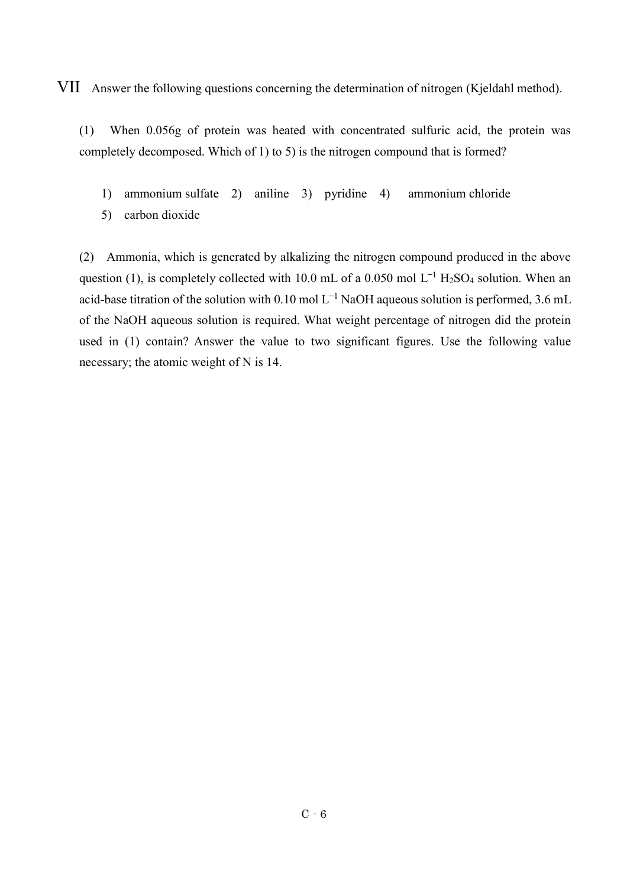VII Answer the following questions concerning the determination of nitrogen (Kjeldahl method).

(1) When 0.056g of protein was heated with concentrated sulfuric acid, the protein was completely decomposed. Which of 1) to 5) is the nitrogen compound that is formed?

1) ammonium sulfate 2) aniline 3) pyridine 4) ammonium chloride
5) carbon dioxide

(2) Ammonia, which is generated by alkalizing the nitrogen compound produced in the above question (1), is completely collected with 10.0 mL of a 0.050 mol $L^{-1}$ $H_2SO_4$ solution. When an acid-base titration of the solution with 0.10 mol $L^{-1}$ NaOH aqueous solution is performed, 3.6 mL of the NaOH aqueous solution is required. What weight percentage of nitrogen did the protein used in (1) contain? Answer the value to two significant figures. Use the following value necessary; the atomic weight of N is 14.